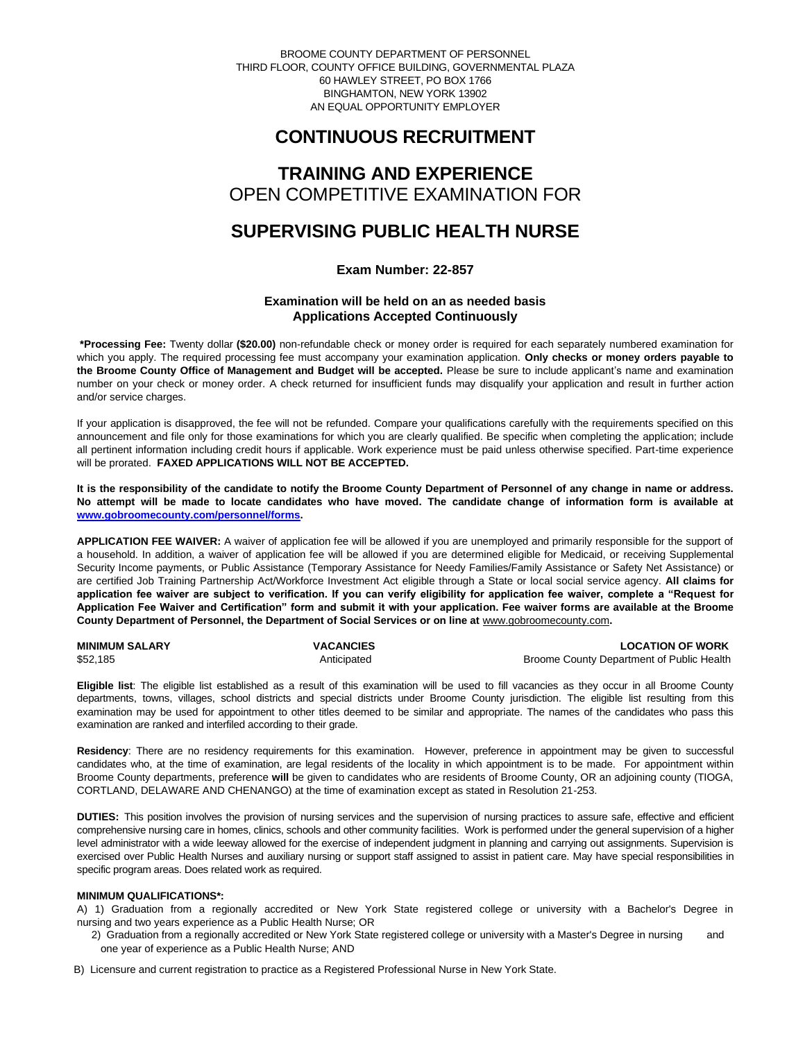BROOME COUNTY DEPARTMENT OF PERSONNEL
THIRD FLOOR, COUNTY OFFICE BUILDING, GOVERNMENTAL PLAZA
60 HAWLEY STREET, PO BOX 1766
BINGHAMTON, NEW YORK 13902
AN EQUAL OPPORTUNITY EMPLOYER

# CONTINUOUS RECRUITMENT

# TRAINING AND EXPERIENCE
## OPEN COMPETITIVE EXAMINATION FOR

# SUPERVISING PUBLIC HEALTH NURSE

### Exam Number: 22-857

**Examination will be held on an as needed basis**
**Applications Accepted Continuously**

**\*Processing Fee:** Twenty dollar **($20.00)** non-refundable check or money order is required for each separately numbered examination for which you apply. The required processing fee must accompany your examination application. **Only checks or money orders payable to the Broome County Office of Management and Budget will be accepted.** Please be sure to include applicant's name and examination number on your check or money order. A check returned for insufficient funds may disqualify your application and result in further action and/or service charges.

If your application is disapproved, the fee will not be refunded. Compare your qualifications carefully with the requirements specified on this announcement and file only for those examinations for which you are clearly qualified. Be specific when completing the application; include all pertinent information including credit hours if applicable. Work experience must be paid unless otherwise specified. Part-time experience will be prorated. **FAXED APPLICATIONS WILL NOT BE ACCEPTED.**

**It is the responsibility of the candidate to notify the Broome County Department of Personnel of any change in name or address. No attempt will be made to locate candidates who have moved. The candidate change of information form is available at www.gobroomecounty.com/personnel/forms.**

**APPLICATION FEE WAIVER:** A waiver of application fee will be allowed if you are unemployed and primarily responsible for the support of a household. In addition, a waiver of application fee will be allowed if you are determined eligible for Medicaid, or receiving Supplemental Security Income payments, or Public Assistance (Temporary Assistance for Needy Families/Family Assistance or Safety Net Assistance) or are certified Job Training Partnership Act/Workforce Investment Act eligible through a State or local social service agency. **All claims for application fee waiver are subject to verification. If you can verify eligibility for application fee waiver, complete a "Request for Application Fee Waiver and Certification" form and submit it with your application. Fee waiver forms are available at the Broome County Department of Personnel, the Department of Social Services or on line at** www.gobroomecounty.com**.**

| MINIMUM SALARY | VACANCIES | LOCATION OF WORK |
|---|---|---|
| $52,185 | Anticipated | Broome County Department of Public Health |

**Eligible list**: The eligible list established as a result of this examination will be used to fill vacancies as they occur in all Broome County departments, towns, villages, school districts and special districts under Broome County jurisdiction. The eligible list resulting from this examination may be used for appointment to other titles deemed to be similar and appropriate. The names of the candidates who pass this examination are ranked and interfiled according to their grade.

**Residency**: There are no residency requirements for this examination. However, preference in appointment may be given to successful candidates who, at the time of examination, are legal residents of the locality in which appointment is to be made. For appointment within Broome County departments, preference **will** be given to candidates who are residents of Broome County, OR an adjoining county (TIOGA, CORTLAND, DELAWARE AND CHENANGO) at the time of examination except as stated in Resolution 21-253.

**DUTIES:** This position involves the provision of nursing services and the supervision of nursing practices to assure safe, effective and efficient comprehensive nursing care in homes, clinics, schools and other community facilities. Work is performed under the general supervision of a higher level administrator with a wide leeway allowed for the exercise of independent judgment in planning and carrying out assignments. Supervision is exercised over Public Health Nurses and auxiliary nursing or support staff assigned to assist in patient care. May have special responsibilities in specific program areas. Does related work as required.

**MINIMUM QUALIFICATIONS\*:**

A) 1) Graduation from a regionally accredited or New York State registered college or university with a Bachelor's Degree in nursing and two years experience as a Public Health Nurse; OR

2) Graduation from a regionally accredited or New York State registered college or university with a Master's Degree in nursing and one year of experience as a Public Health Nurse; AND

B) Licensure and current registration to practice as a Registered Professional Nurse in New York State.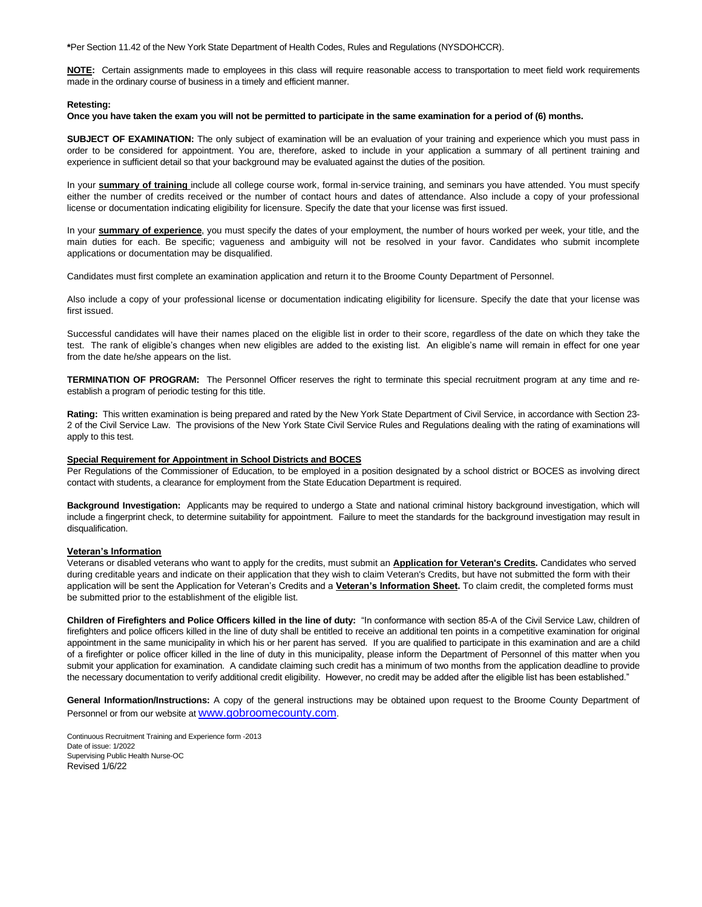*Per Section 11.42 of the New York State Department of Health Codes, Rules and Regulations (NYSDOHCCR).

**NOTE:** Certain assignments made to employees in this class will require reasonable access to transportation to meet field work requirements made in the ordinary course of business in a timely and efficient manner.

**Retesting:**

**Once you have taken the exam you will not be permitted to participate in the same examination for a period of (6) months.**

**SUBJECT OF EXAMINATION:** The only subject of examination will be an evaluation of your training and experience which you must pass in order to be considered for appointment. You are, therefore, asked to include in your application a summary of all pertinent training and experience in sufficient detail so that your background may be evaluated against the duties of the position.

In your **summary of training** include all college course work, formal in-service training, and seminars you have attended. You must specify either the number of credits received or the number of contact hours and dates of attendance. Also include a copy of your professional license or documentation indicating eligibility for licensure. Specify the date that your license was first issued.

In your **summary of experience**, you must specify the dates of your employment, the number of hours worked per week, your title, and the main duties for each. Be specific; vagueness and ambiguity will not be resolved in your favor. Candidates who submit incomplete applications or documentation may be disqualified.

Candidates must first complete an examination application and return it to the Broome County Department of Personnel.

Also include a copy of your professional license or documentation indicating eligibility for licensure. Specify the date that your license was first issued.

Successful candidates will have their names placed on the eligible list in order to their score, regardless of the date on which they take the test. The rank of eligible's changes when new eligibles are added to the existing list. An eligible's name will remain in effect for one year from the date he/she appears on the list.

**TERMINATION OF PROGRAM:** The Personnel Officer reserves the right to terminate this special recruitment program at any time and re-establish a program of periodic testing for this title.

**Rating:** This written examination is being prepared and rated by the New York State Department of Civil Service, in accordance with Section 23-2 of the Civil Service Law. The provisions of the New York State Civil Service Rules and Regulations dealing with the rating of examinations will apply to this test.

**Special Requirement for Appointment in School Districts and BOCES**

Per Regulations of the Commissioner of Education, to be employed in a position designated by a school district or BOCES as involving direct contact with students, a clearance for employment from the State Education Department is required.

**Background Investigation:** Applicants may be required to undergo a State and national criminal history background investigation, which will include a fingerprint check, to determine suitability for appointment. Failure to meet the standards for the background investigation may result in disqualification.

**Veteran's Information**

Veterans or disabled veterans who want to apply for the credits, must submit an **Application for Veteran's Credits.** Candidates who served during creditable years and indicate on their application that they wish to claim Veteran's Credits, but have not submitted the form with their application will be sent the Application for Veteran's Credits and a **Veteran's Information Sheet.** To claim credit, the completed forms must be submitted prior to the establishment of the eligible list.

**Children of Firefighters and Police Officers killed in the line of duty:** "In conformance with section 85-A of the Civil Service Law, children of firefighters and police officers killed in the line of duty shall be entitled to receive an additional ten points in a competitive examination for original appointment in the same municipality in which his or her parent has served. If you are qualified to participate in this examination and are a child of a firefighter or police officer killed in the line of duty in this municipality, please inform the Department of Personnel of this matter when you submit your application for examination. A candidate claiming such credit has a minimum of two months from the application deadline to provide the necessary documentation to verify additional credit eligibility. However, no credit may be added after the eligible list has been established."

**General Information/Instructions:** A copy of the general instructions may be obtained upon request to the Broome County Department of Personnel or from our website at www.gobroomecounty.com.

Continuous Recruitment Training and Experience form -2013
Date of issue: 1/2022
Supervising Public Health Nurse-OC
Revised 1/6/22